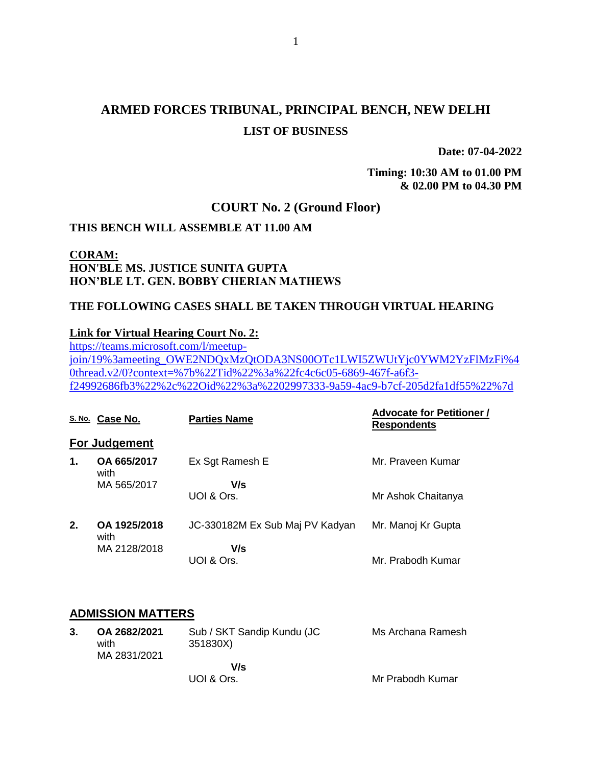# ARMED FORCES TRIBUNAL, PRINCIPAL BENCH, NEW DELHI

## LIST OF BUSINESS

**Date: 07-04-2022**

**Timing: 10:30 AM to 01.00 PM & 02.00 PM to 04.30 PM**

## COURT No. 2 (Ground Floor)

**THIS BENCH WILL ASSEMBLE AT 11.00 AM**

**CORAM:**
**HON'BLE MS. JUSTICE SUNITA GUPTA**
**HON'BLE LT. GEN. BOBBY CHERIAN MATHEWS**

**THE FOLLOWING CASES SHALL BE TAKEN THROUGH VIRTUAL HEARING**

**Link for Virtual Hearing Court No. 2:**
https://teams.microsoft.com/l/meetup-join/19%3ameeting_OWE2NDQxMzQtODA3NS00OTc1LWI5ZWUtYjc0YWM2YzFlMzFi%40thread.v2/0?context=%7b%22Tid%22%3a%22fc4c6c05-6869-467f-a6f3-f24992686fb3%22%2c%22Oid%22%3a%2202997333-9a59-4ac9-b7cf-205d2fa1df55%22%7d

| S. No. | Case No. | Parties Name | Advocate for Petitioner / Respondents |
|---|---|---|---|
| **For Judgement** | | | |
| **1.** | **OA 665/2017** with MA 565/2017 | Ex Sgt Ramesh E **V/s** UOI & Ors. | Mr. Praveen Kumar<br>Mr Ashok Chaitanya |
| **2.** | **OA 1925/2018** with MA 2128/2018 | JC-330182M Ex Sub Maj PV Kadyan **V/s** UOI & Ors. | Mr. Manoj Kr Gupta<br>Mr. Prabodh Kumar |
| **ADMISSION MATTERS** | | | |
| **3.** | **OA 2682/2021** with MA 2831/2021 | Sub / SKT Sandip Kundu (JC 351830X) **V/s** UOI & Ors. | Ms Archana Ramesh<br>Mr Prabodh Kumar |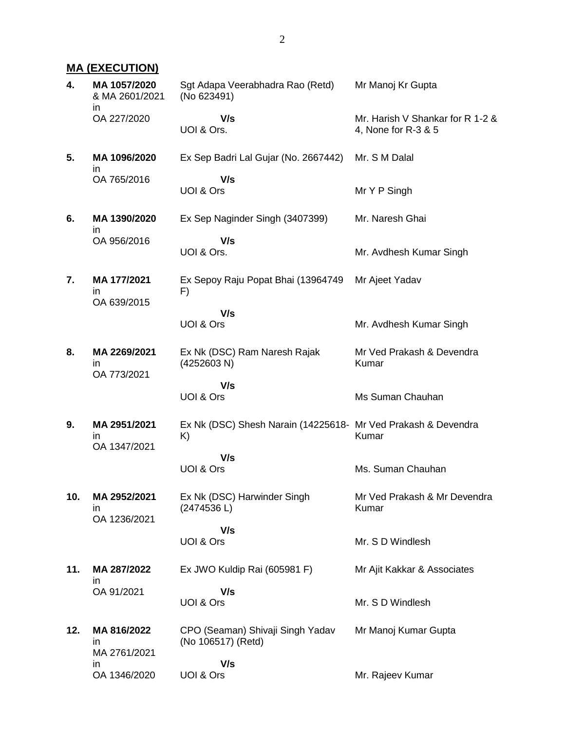## MA (EXECUTION)

| | | | |
|---|---|---|---|
| **4.** | **MA 1057/2020** & MA 2601/2021 in OA 227/2020 | Sgt Adapa Veerabhadra Rao (Retd) (No 623491)<br>**V/s**<br>UOI & Ors. | Mr Manoj Kr Gupta<br><br>Mr. Harish V Shankar for R 1-2 & 4, None for R-3 & 5 |
| **5.** | **MA 1096/2020** in OA 765/2016 | Ex Sep Badri Lal Gujar (No. 2667442)<br>**V/s**<br>UOI & Ors | Mr. S M Dalal<br><br>Mr Y P Singh |
| **6.** | **MA 1390/2020** in OA 956/2016 | Ex Sep Naginder Singh (3407399)<br>**V/s**<br>UOI & Ors. | Mr. Naresh Ghai<br><br>Mr. Avdhesh Kumar Singh |
| **7.** | **MA 177/2021** in OA 639/2015 | Ex Sepoy Raju Popat Bhai (13964749 F)<br>**V/s**<br>UOI & Ors | Mr Ajeet Yadav<br><br>Mr. Avdhesh Kumar Singh |
| **8.** | **MA 2269/2021** in OA 773/2021 | Ex Nk (DSC) Ram Naresh Rajak (4252603 N)<br>**V/s**<br>UOI & Ors | Mr Ved Prakash & Devendra Kumar<br><br>Ms Suman Chauhan |
| **9.** | **MA 2951/2021** in OA 1347/2021 | Ex Nk (DSC) Shesh Narain (14225618-K)<br>**V/s**<br>UOI & Ors | Mr Ved Prakash & Devendra Kumar<br><br>Ms. Suman Chauhan |
| **10.** | **MA 2952/2021** in OA 1236/2021 | Ex Nk (DSC) Harwinder Singh (2474536 L)<br>**V/s**<br>UOI & Ors | Mr Ved Prakash & Mr Devendra Kumar<br><br>Mr. S D Windlesh |
| **11.** | **MA 287/2022** in OA 91/2021 | Ex JWO Kuldip Rai (605981 F)<br>**V/s**<br>UOI & Ors | Mr Ajit Kakkar & Associates<br><br>Mr. S D Windlesh |
| **12.** | **MA 816/2022** in MA 2761/2021 in OA 1346/2020 | CPO (Seaman) Shivaji Singh Yadav (No 106517) (Retd)<br>**V/s**<br>UOI & Ors | Mr Manoj Kumar Gupta<br><br>Mr. Rajeev Kumar |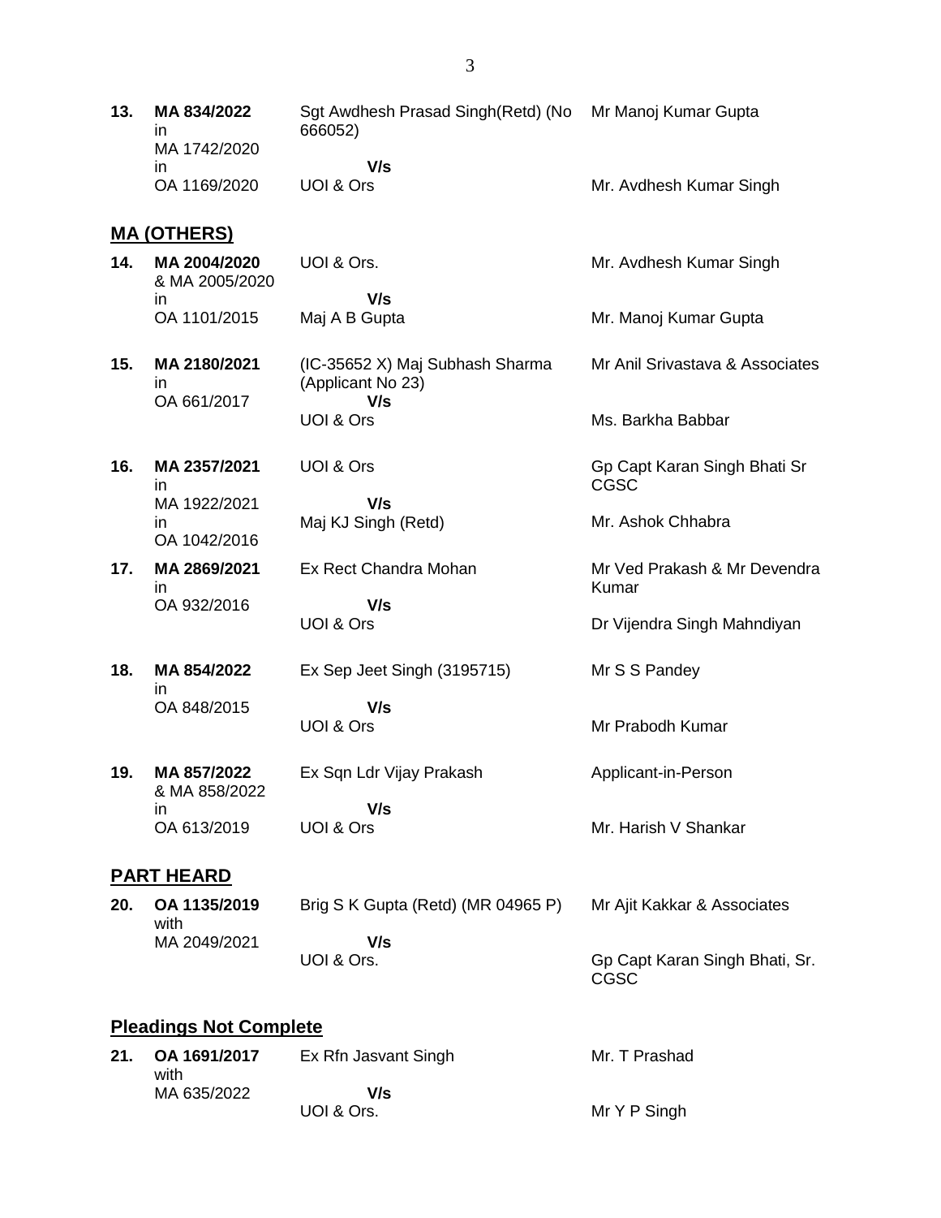| | | | |
|---|---|---|---|
| **13.** | **MA 834/2022** in MA 1742/2020 in OA 1169/2020 | Sgt Awdhesh Prasad Singh(Retd) (No 666052) **V/s** UOI & Ors | Mr Manoj Kumar Gupta<br><br>Mr. Avdhesh Kumar Singh |

## **MA (OTHERS)**

| | | | |
|---|---|---|---|
| **14.** | **MA 2004/2020** & MA 2005/2020 in OA 1101/2015 | UOI & Ors. **V/s** Maj A B Gupta | Mr. Avdhesh Kumar Singh<br><br>Mr. Manoj Kumar Gupta |
| **15.** | **MA 2180/2021** in OA 661/2017 | (IC-35652 X) Maj Subhash Sharma (Applicant No 23) **V/s** UOI & Ors | Mr Anil Srivastava & Associates<br><br>Ms. Barkha Babbar |
| **16.** | **MA 2357/2021** in MA 1922/2021 in OA 1042/2016 | UOI & Ors **V/s** Maj KJ Singh (Retd) | Gp Capt Karan Singh Bhati Sr CGSC<br><br>Mr. Ashok Chhabra |
| **17.** | **MA 2869/2021** in OA 932/2016 | Ex Rect Chandra Mohan **V/s** UOI & Ors | Mr Ved Prakash & Mr Devendra Kumar<br><br>Dr Vijendra Singh Mahndiyan |
| **18.** | **MA 854/2022** in OA 848/2015 | Ex Sep Jeet Singh (3195715) **V/s** UOI & Ors | Mr S S Pandey<br><br>Mr Prabodh Kumar |
| **19.** | **MA 857/2022** & MA 858/2022 in OA 613/2019 | Ex Sqn Ldr Vijay Prakash **V/s** UOI & Ors | Applicant-in-Person<br><br>Mr. Harish V Shankar |

## **PART HEARD**

| | | | |
|---|---|---|---|
| **20.** | **OA 1135/2019** with MA 2049/2021 | Brig S K Gupta (Retd) (MR 04965 P) **V/s** UOI & Ors. | Mr Ajit Kakkar & Associates<br><br>Gp Capt Karan Singh Bhati, Sr. CGSC |

## **Pleadings Not Complete**

| | | | |
|---|---|---|---|
| **21.** | **OA 1691/2017** with MA 635/2022 | Ex Rfn Jasvant Singh **V/s** UOI & Ors. | Mr. T Prashad<br><br>Mr Y P Singh |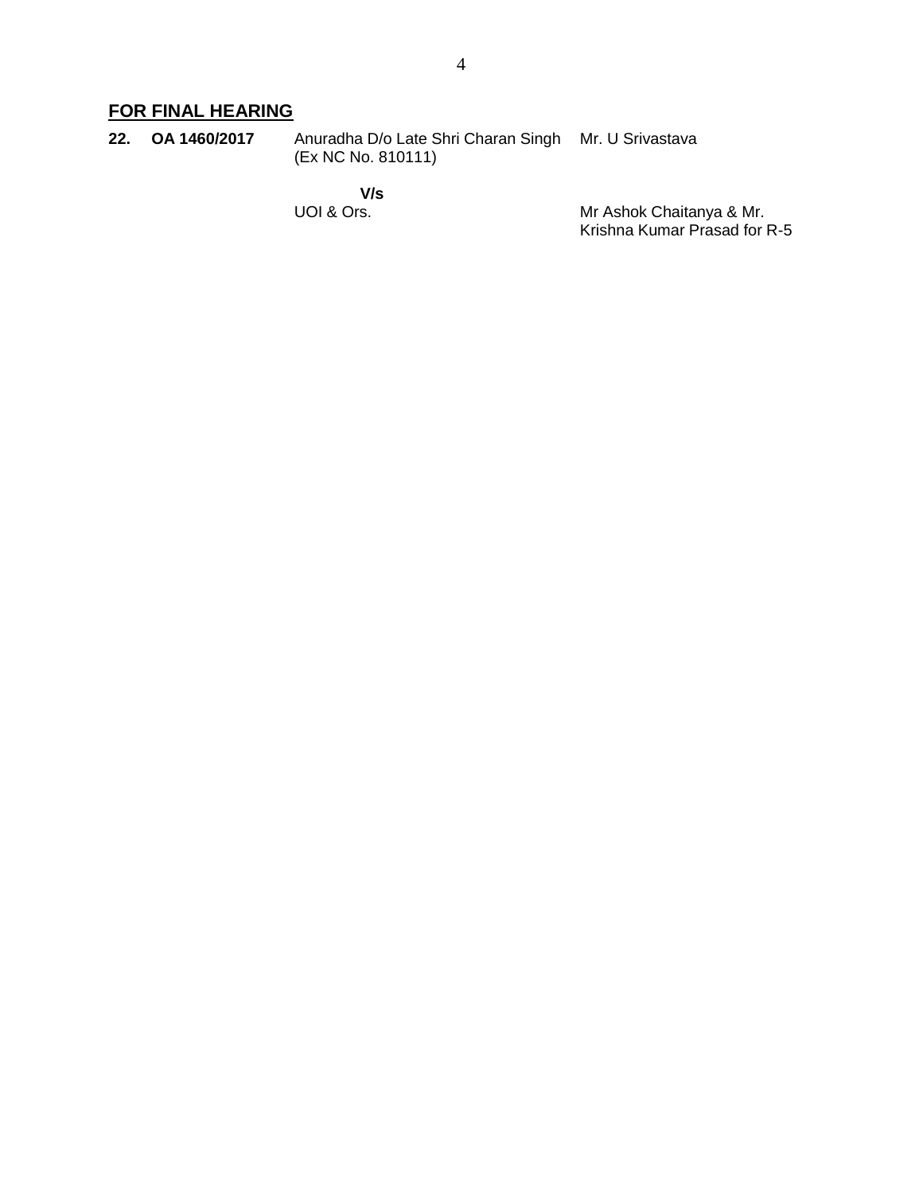## FOR FINAL HEARING

| | | | |
|---|---|---|---|
| **22.** | **OA 1460/2017** | Anuradha D/o Late Shri Charan Singh (Ex NC No. 810111) | Mr. U Srivastava |
| | | **V/s** | |
| | | UOI & Ors. | Mr Ashok Chaitanya & Mr. Krishna Kumar Prasad for R-5 |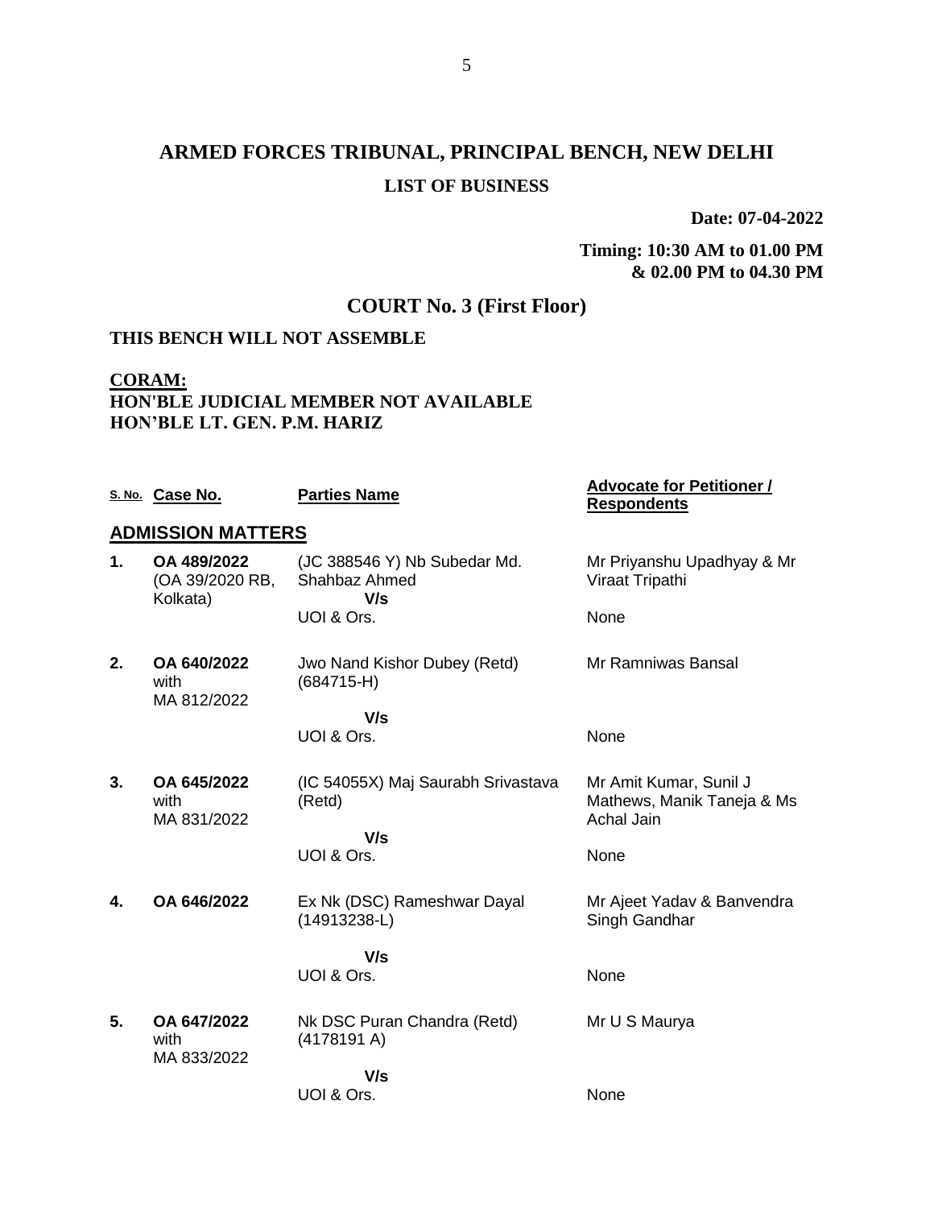# ARMED FORCES TRIBUNAL, PRINCIPAL BENCH, NEW DELHI

## LIST OF BUSINESS

**Date: 07-04-2022**

**Timing: 10:30 AM to 01.00 PM & 02.00 PM to 04.30 PM**

## COURT No. 3 (First Floor)

**THIS BENCH WILL NOT ASSEMBLE**

**CORAM:**
**HON'BLE JUDICIAL MEMBER NOT AVAILABLE**
**HON'BLE LT. GEN. P.M. HARIZ**

| S. No. | Case No. | Parties Name | Advocate for Petitioner / Respondents |
|---|---|---|---|
| **ADMISSION MATTERS** | | | |
| **1.** | **OA 489/2022** (OA 39/2020 RB, Kolkata) | (JC 388546 Y) Nb Subedar Md. Shahbaz Ahmed **V/s** UOI & Ors. | Mr Priyanshu Upadhyay & Mr Viraat Tripathi / None |
| **2.** | **OA 640/2022** with MA 812/2022 | Jwo Nand Kishor Dubey (Retd) (684715-H) **V/s** UOI & Ors. | Mr Ramniwas Bansal / None |
| **3.** | **OA 645/2022** with MA 831/2022 | (IC 54055X) Maj Saurabh Srivastava (Retd) **V/s** UOI & Ors. | Mr Amit Kumar, Sunil J Mathews, Manik Taneja & Ms Achal Jain / None |
| **4.** | **OA 646/2022** | Ex Nk (DSC) Rameshwar Dayal (14913238-L) **V/s** UOI & Ors. | Mr Ajeet Yadav & Banvendra Singh Gandhar / None |
| **5.** | **OA 647/2022** with MA 833/2022 | Nk DSC Puran Chandra (Retd) (4178191 A) **V/s** UOI & Ors. | Mr U S Maurya / None |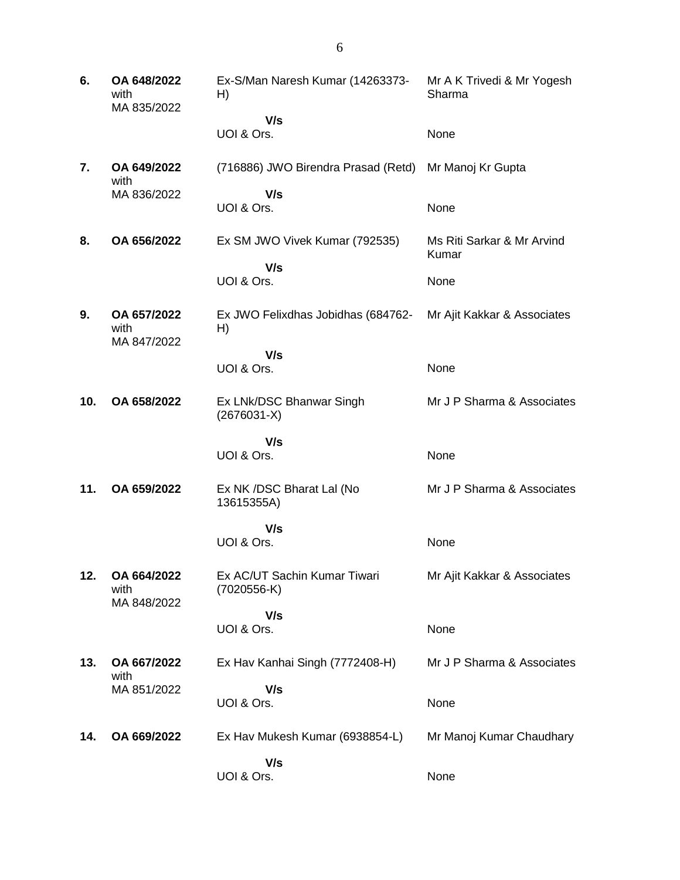| | | | |
|---|---|---|---|
| **6.** | **OA 648/2022** with MA 835/2022 | Ex-S/Man Naresh Kumar (14263373-H)<br>**V/s**<br>UOI & Ors. | Mr A K Trivedi & Mr Yogesh Sharma<br><br>None |
| **7.** | **OA 649/2022** with MA 836/2022 | (716886) JWO Birendra Prasad (Retd)<br>**V/s**<br>UOI & Ors. | Mr Manoj Kr Gupta<br><br>None |
| **8.** | **OA 656/2022** | Ex SM JWO Vivek Kumar (792535)<br>**V/s**<br>UOI & Ors. | Ms Riti Sarkar & Mr Arvind Kumar<br><br>None |
| **9.** | **OA 657/2022** with MA 847/2022 | Ex JWO Felixdhas Jobidhas (684762-H)<br>**V/s**<br>UOI & Ors. | Mr Ajit Kakkar & Associates<br><br>None |
| **10.** | **OA 658/2022** | Ex LNk/DSC Bhanwar Singh (2676031-X)<br>**V/s**<br>UOI & Ors. | Mr J P Sharma & Associates<br><br>None |
| **11.** | **OA 659/2022** | Ex NK /DSC Bharat Lal (No 13615355A)<br>**V/s**<br>UOI & Ors. | Mr J P Sharma & Associates<br><br>None |
| **12.** | **OA 664/2022** with MA 848/2022 | Ex AC/UT Sachin Kumar Tiwari (7020556-K)<br>**V/s**<br>UOI & Ors. | Mr Ajit Kakkar & Associates<br><br>None |
| **13.** | **OA 667/2022** with MA 851/2022 | Ex Hav Kanhai Singh (7772408-H)<br>**V/s**<br>UOI & Ors. | Mr J P Sharma & Associates<br><br>None |
| **14.** | **OA 669/2022** | Ex Hav Mukesh Kumar (6938854-L)<br>**V/s**<br>UOI & Ors. | Mr Manoj Kumar Chaudhary<br><br>None |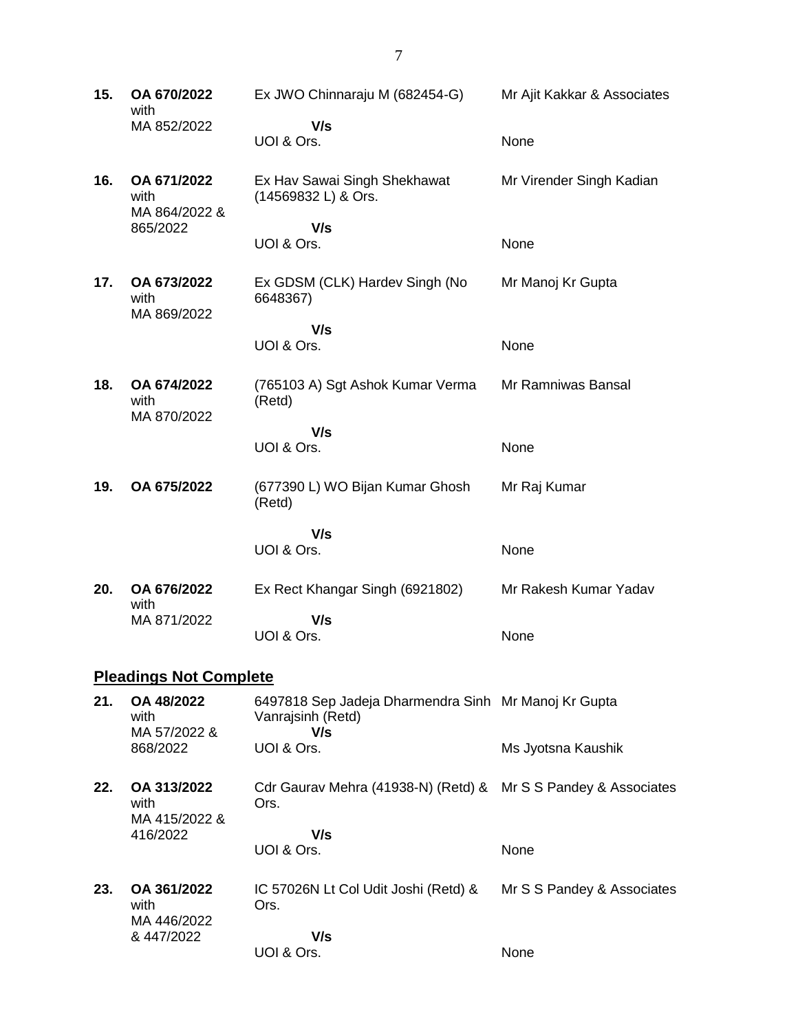| | | | |
|---|---|---|---|
| **15.** | **OA 670/2022** with MA 852/2022 | Ex JWO Chinnaraju M (682454-G)<br>**V/s**<br>UOI & Ors. | Mr Ajit Kakkar & Associates<br><br>None |
| **16.** | **OA 671/2022** with MA 864/2022 & 865/2022 | Ex Hav Sawai Singh Shekhawat (14569832 L) & Ors.<br>**V/s**<br>UOI & Ors. | Mr Virender Singh Kadian<br><br>None |
| **17.** | **OA 673/2022** with MA 869/2022 | Ex GDSM (CLK) Hardev Singh (No 6648367)<br>**V/s**<br>UOI & Ors. | Mr Manoj Kr Gupta<br><br>None |
| **18.** | **OA 674/2022** with MA 870/2022 | (765103 A) Sgt Ashok Kumar Verma (Retd)<br>**V/s**<br>UOI & Ors. | Mr Ramniwas Bansal<br><br>None |
| **19.** | **OA 675/2022** | (677390 L) WO Bijan Kumar Ghosh (Retd)<br>**V/s**<br>UOI & Ors. | Mr Raj Kumar<br><br>None |
| **20.** | **OA 676/2022** with MA 871/2022 | Ex Rect Khangar Singh (6921802)<br>**V/s**<br>UOI & Ors. | Mr Rakesh Kumar Yadav<br><br>None |

## Pleadings Not Complete

| | | | |
|---|---|---|---|
| **21.** | **OA 48/2022** with MA 57/2022 & 868/2022 | 6497818 Sep Jadeja Dharmendra Sinh Vanrajsinh (Retd)<br>**V/s**<br>UOI & Ors. | Mr Manoj Kr Gupta<br><br>Ms Jyotsna Kaushik |
| **22.** | **OA 313/2022** with MA 415/2022 & 416/2022 | Cdr Gaurav Mehra (41938-N) (Retd) & Ors.<br>**V/s**<br>UOI & Ors. | Mr S S Pandey & Associates<br><br>None |
| **23.** | **OA 361/2022** with MA 446/2022 & 447/2022 | IC 57026N Lt Col Udit Joshi (Retd) & Ors.<br>**V/s**<br>UOI & Ors. | Mr S S Pandey & Associates<br><br>None |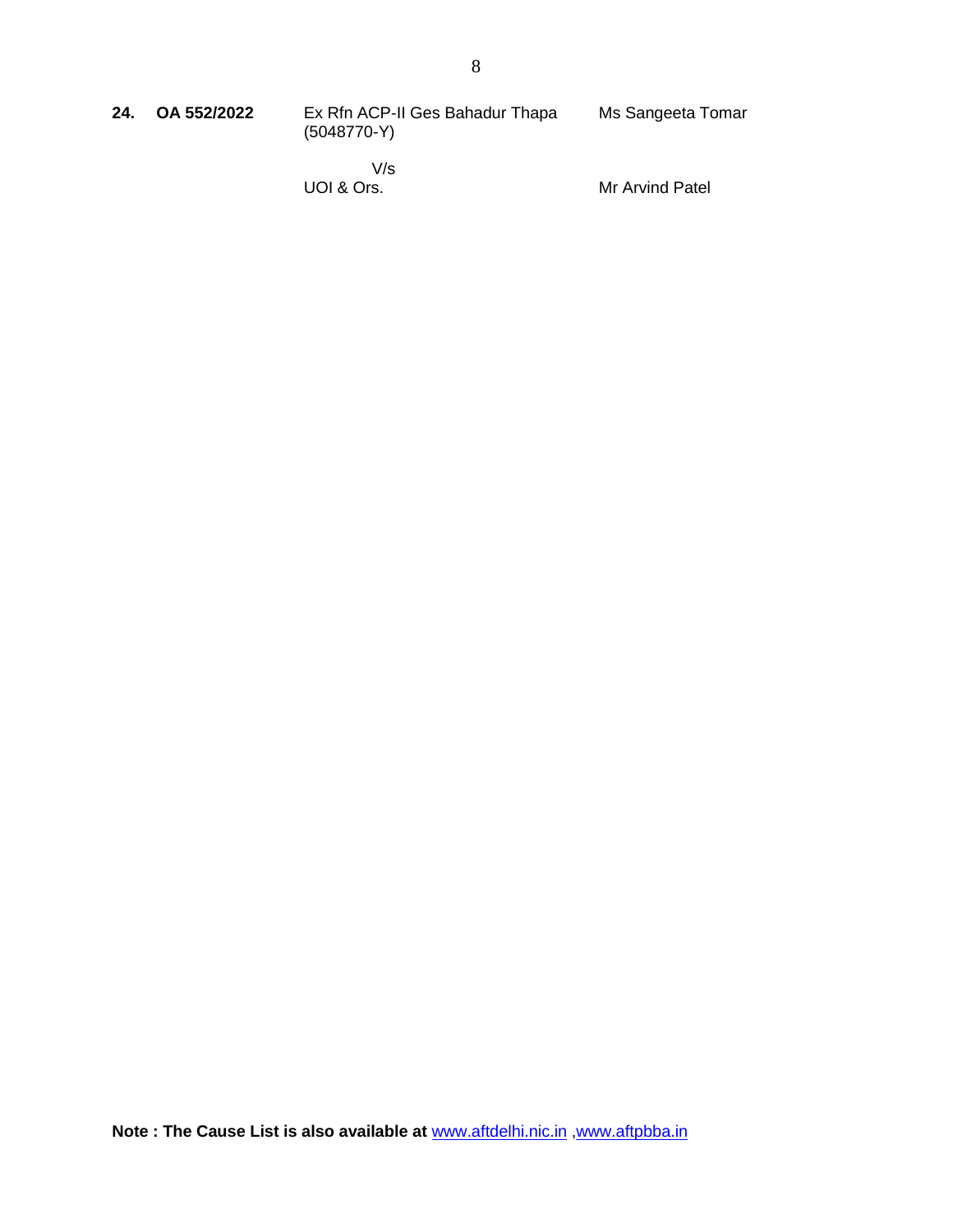| | | | |
|---|---|---|---|
| **24.** | **OA 552/2022** | Ex Rfn ACP-II Ges Bahadur Thapa (5048770-Y) | Ms Sangeeta Tomar |
| | | V/s | |
| | | UOI & Ors. | Mr Arvind Patel |

**Note : The Cause List is also available at** www.aftdelhi.nic.in ,www.aftpbba.in